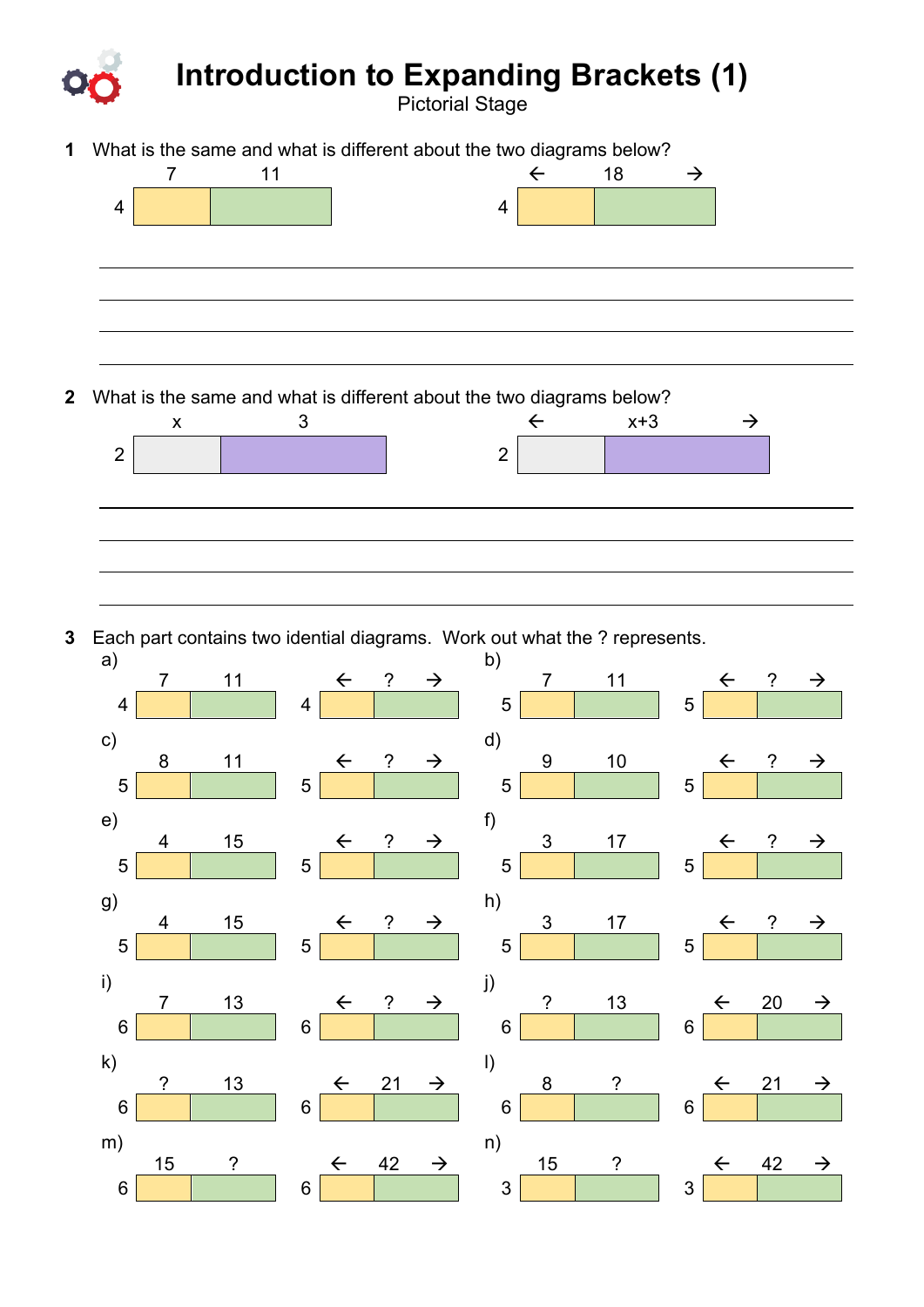# Introduction to Expanding Brackets (1)

Pictorial Stage

**1** What is the same and what is different about the two diagrams below?

| | 7 | 11 |
|---|---|---|
| 4 | | |

| | ← 18 → | |
|---|---|---|
| 4 | | |

______________________________________________

______________________________________________

______________________________________________

______________________________________________

**2** What is the same and what is different about the two diagrams below?

| | x | 3 |
|---|---|---|
| 2 | | |

| | ← x+3 → | |
|---|---|---|
| 2 | | |

______________________________________________

______________________________________________

______________________________________________

______________________________________________

**3** Each part contains two idential diagrams. Work out what the ? represents.

a) Width 4, lengths 7 and 11; Width 4, length ← ? →

b) Width 5, lengths 7 and 11; Width 5, length ← ? →

c) Width 5, lengths 8 and 11; Width 5, length ← ? →

d) Width 5, lengths 9 and 10; Width 5, length ← ? →

e) Width 5, lengths 4 and 15; Width 5, length ← ? →

f) Width 5, lengths 3 and 17; Width 5, length ← ? →

g) Width 5, lengths 4 and 15; Width 5, length ← ? →

h) Width 5, lengths 3 and 17; Width 5, length ← ? →

i) Width 6, lengths 7 and 13; Width 6, length ← ? →

j) Width 6, lengths ? and 13; Width 6, length ← 20 →

k) Width 6, lengths ? and 13; Width 6, length ← 21 →

l) Width 6, lengths 8 and ?; Width 6, length ← 21 →

m) Width 6, lengths 15 and ?; Width 6, length ← 42 →

n) Width 3, lengths 15 and ?; Width 3, length ← 42 →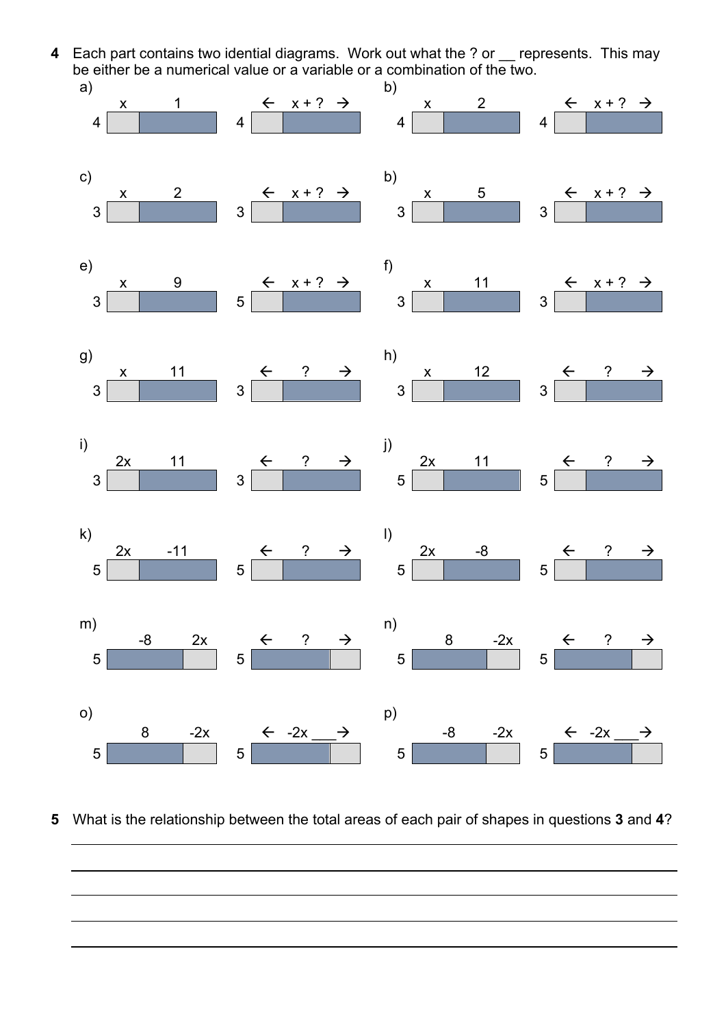**4** Each part contains two idential diagrams. Work out what the ? or __ represents. This may be either be a numerical value or a variable or a combination of the two.

a)

| | $x$ | $1$ | | | ← $x + ?$ → |
|---|---|---|---|---|---|
| 4 | | | | 4 | |

b)

| | $x$ | $2$ | | | ← $x + ?$ → |
|---|---|---|---|---|---|
| 4 | | | | 4 | |

c)

| | $x$ | $2$ | | | ← $x + ?$ → |
|---|---|---|---|---|---|
| 3 | | | | 3 | |

b)

| | $x$ | $5$ | | | ← $x + ?$ → |
|---|---|---|---|---|---|
| 3 | | | | 3 | |

e)

| | $x$ | $9$ | | | ← $x + ?$ → |
|---|---|---|---|---|---|
| 3 | | | | 5 | |

f)

| | $x$ | $11$ | | | ← $x + ?$ → |
|---|---|---|---|---|---|
| 3 | | | | 3 | |

g)

| | $x$ | $11$ | | | ← ? → |
|---|---|---|---|---|---|
| 3 | | | | 3 | |

h)

| | $x$ | $12$ | | | ← ? → |
|---|---|---|---|---|---|
| 3 | | | | 3 | |

i)

| | $2x$ | $11$ | | | ← ? → |
|---|---|---|---|---|---|
| 3 | | | | 3 | |

j)

| | $2x$ | $11$ | | | ← ? → |
|---|---|---|---|---|---|
| 5 | | | | 5 | |

k)

| | $2x$ | $-11$ | | | ← ? → |
|---|---|---|---|---|---|
| 5 | | | | 5 | |

l)

| | $2x$ | $-8$ | | | ← ? → |
|---|---|---|---|---|---|
| 5 | | | | 5 | |

m)

| | $-8$ | $2x$ | | | ← ? → |
|---|---|---|---|---|---|
| 5 | | | | 5 | |

n)

| | $8$ | $-2x$ | | | ← ? → |
|---|---|---|---|---|---|
| 5 | | | | 5 | |

o)

| | $8$ | $-2x$ | | | ← $-2x$ ___ → |
|---|---|---|---|---|---|
| 5 | | | | 5 | |

p)

| | $-8$ | $-2x$ | | | ← $-2x$ ___ → |
|---|---|---|---|---|---|
| 5 | | | | 5 | |

**5** What is the relationship between the total areas of each pair of shapes in questions **3** and **4**?

______________________________________________________________________

______________________________________________________________________

______________________________________________________________________

______________________________________________________________________

______________________________________________________________________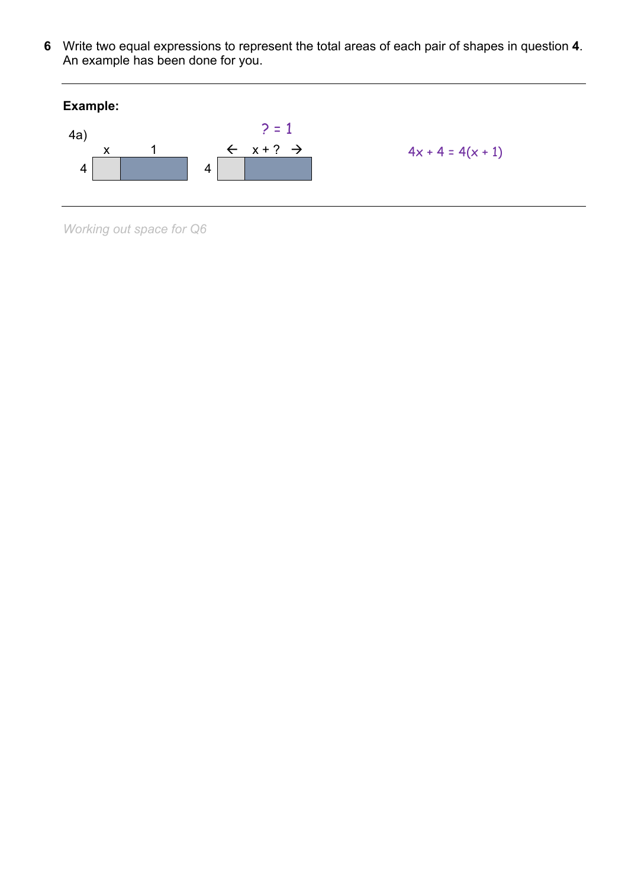**6** Write two equal expressions to represent the total areas of each pair of shapes in question **4**. An example has been done for you.

---

**Example:**

4a)

| | $x$ | $1$ |
|---|---|---|
| $4$ | | |

$? = 1$

| | ← $x + ?$ → | |
|---|---|---|
| $4$ | | |

$4x + 4 = 4(x + 1)$

---

*Working out space for Q6*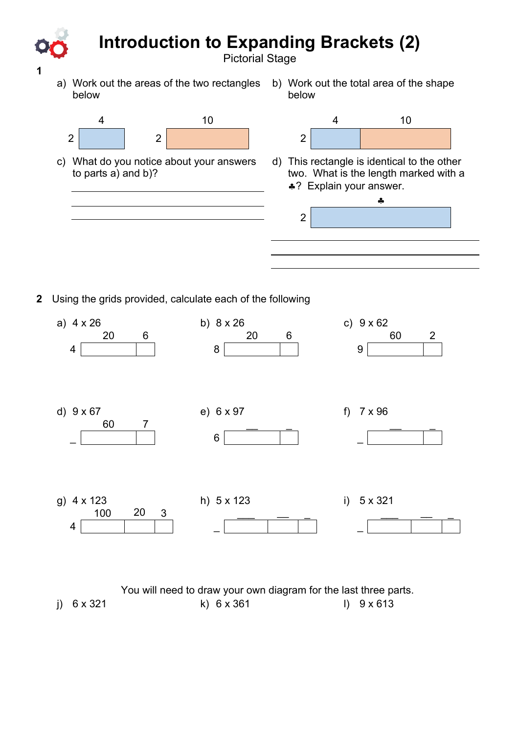# Introduction to Expanding Brackets (2)

Pictorial Stage

**1**

a) Work out the areas of the two rectangles below

| | 4 |
|---|---|
| 2 | |

| | 10 |
|---|---|
| 2 | |

b) Work out the total area of the shape below

| | 4 | 10 |
|---|---|---|
| 2 | | |

c) What do you notice about your answers to parts a) and b)?

___________________________________

___________________________________

___________________________________

d) This rectangle is identical to the other two. What is the length marked with a ♣? Explain your answer.

| | ♣ |
|---|---|
| 2 | |

___________________________________

___________________________________

___________________________________

**2** Using the grids provided, calculate each of the following

a) $4 \times 26$

| | 20 | 6 |
|---|---|---|
| 4 | | |

b) $8 \times 26$

| | 20 | 6 |
|---|---|---|
| 8 | | |

c) $9 \times 62$

| | 60 | 2 |
|---|---|---|
| 9 | | |

d) $9 \times 67$

| | 60 | 7 |
|---|---|---|
| _ | | |

e) $6 \times 97$

| | __ | _ |
|---|---|---|
| 6 | | |

f) $7 \times 96$

| | __ | _ |
|---|---|---|
| _ | | |

g) $4 \times 123$

| | 100 | 20 | 3 |
|---|---|---|---|
| 4 | | | |

h) $5 \times 123$

| | ___ | __ | _ |
|---|---|---|---|
| _ | | | |

i) $5 \times 321$

| | ___ | __ | _ |
|---|---|---|---|
| _ | | | |

You will need to draw your own diagram for the last three parts.

j) $6 \times 321$

k) $6 \times 361$

l) $9 \times 613$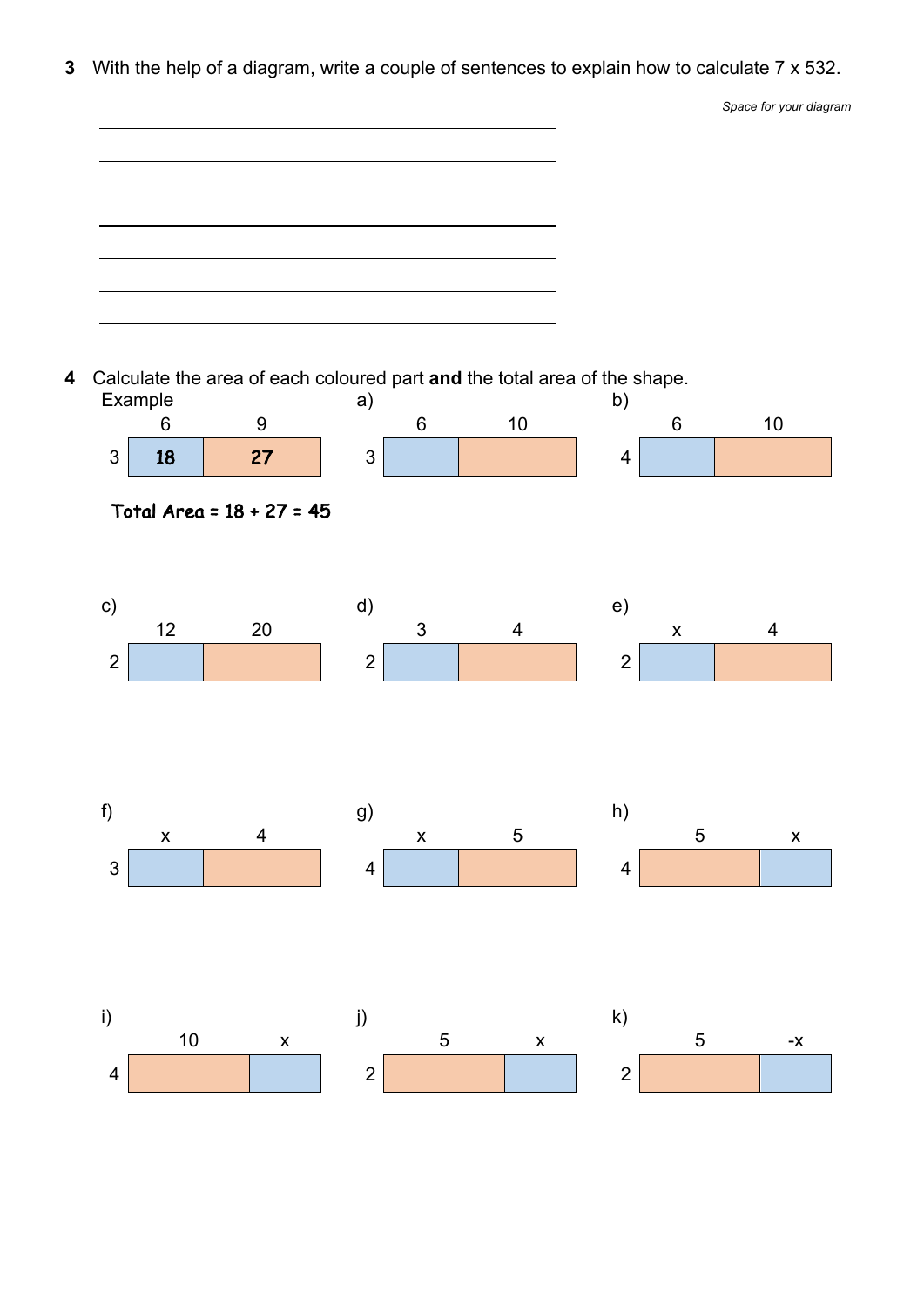**3** With the help of a diagram, write a couple of sentences to explain how to calculate 7 x 532.

*Space for your diagram*

\_\_\_\_\_\_\_\_\_\_\_\_\_\_\_\_\_\_\_\_\_\_\_\_\_\_\_\_\_\_\_\_\_\_\_\_\_\_\_\_

\_\_\_\_\_\_\_\_\_\_\_\_\_\_\_\_\_\_\_\_\_\_\_\_\_\_\_\_\_\_\_\_\_\_\_\_\_\_\_\_

\_\_\_\_\_\_\_\_\_\_\_\_\_\_\_\_\_\_\_\_\_\_\_\_\_\_\_\_\_\_\_\_\_\_\_\_\_\_\_\_

\_\_\_\_\_\_\_\_\_\_\_\_\_\_\_\_\_\_\_\_\_\_\_\_\_\_\_\_\_\_\_\_\_\_\_\_\_\_\_\_

\_\_\_\_\_\_\_\_\_\_\_\_\_\_\_\_\_\_\_\_\_\_\_\_\_\_\_\_\_\_\_\_\_\_\_\_\_\_\_\_

\_\_\_\_\_\_\_\_\_\_\_\_\_\_\_\_\_\_\_\_\_\_\_\_\_\_\_\_\_\_\_\_\_\_\_\_\_\_\_\_

\_\_\_\_\_\_\_\_\_\_\_\_\_\_\_\_\_\_\_\_\_\_\_\_\_\_\_\_\_\_\_\_\_\_\_\_\_\_\_\_

**4** Calculate the area of each coloured part **and** the total area of the shape.

Example

| | 6 | 9 |
|---|---|---|
| 3 | **18** | **27** |

**Total Area = 18 + 27 = 45**

a)

| | 6 | 10 |
|---|---|---|
| 3 | | |

b)

| | 6 | 10 |
|---|---|---|
| 4 | | |

c)

| | 12 | 20 |
|---|---|---|
| 2 | | |

d)

| | 3 | 4 |
|---|---|---|
| 2 | | |

e)

| | $x$ | 4 |
|---|---|---|
| 2 | | |

f)

| | $x$ | 4 |
|---|---|---|
| 3 | | |

g)

| | $x$ | 5 |
|---|---|---|
| 4 | | |

h)

| | 5 | $x$ |
|---|---|---|
| 4 | | |

i)

| | 10 | $x$ |
|---|---|---|
| 4 | | |

j)

| | 5 | $x$ |
|---|---|---|
| 2 | | |

k)

| | 5 | $-x$ |
|---|---|---|
| 2 | | |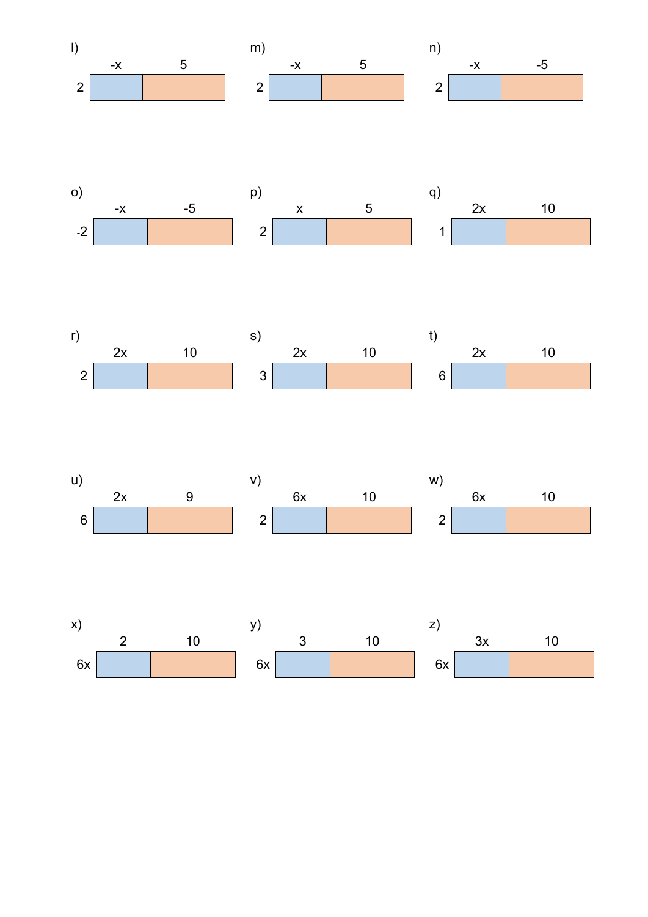l)

| | $-x$ | $5$ |
|---|---|---|
| $2$ | | |

m)

| | $-x$ | $5$ |
|---|---|---|
| $2$ | | |

n)

| | $-x$ | $-5$ |
|---|---|---|
| $2$ | | |

o)

| | $-x$ | $-5$ |
|---|---|---|
| $-2$ | | |

p)

| | $x$ | $5$ |
|---|---|---|
| $2$ | | |

q)

| | $2x$ | $10$ |
|---|---|---|
| $1$ | | |

r)

| | $2x$ | $10$ |
|---|---|---|
| $2$ | | |

s)

| | $2x$ | $10$ |
|---|---|---|
| $3$ | | |

t)

| | $2x$ | $10$ |
|---|---|---|
| $6$ | | |

u)

| | $2x$ | $9$ |
|---|---|---|
| $6$ | | |

v)

| | $6x$ | $10$ |
|---|---|---|
| $2$ | | |

w)

| | $6x$ | $10$ |
|---|---|---|
| $2$ | | |

x)

| | $2$ | $10$ |
|---|---|---|
| $6x$ | | |

y)

| | $3$ | $10$ |
|---|---|---|
| $6x$ | | |

z)

| | $3x$ | $10$ |
|---|---|---|
| $6x$ | | |